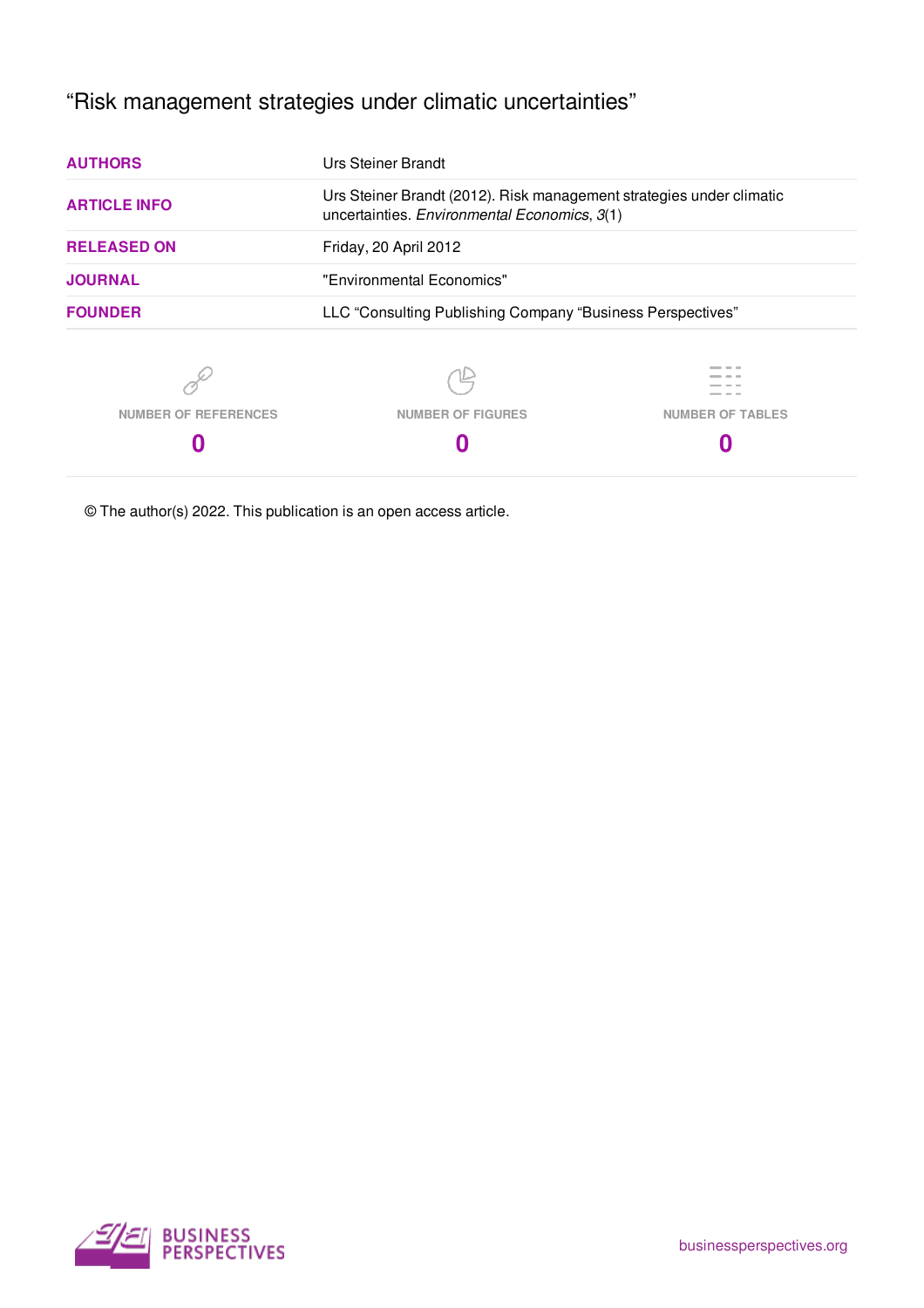# "Risk management strategies under climatic uncertainties"

| | |
|---|---|
| **AUTHORS** | Urs Steiner Brandt |
| **ARTICLE INFO** | Urs Steiner Brandt (2012). Risk management strategies under climatic uncertainties. *Environmental Economics*, *3*(1) |
| **RELEASED ON** | Friday, 20 April 2012 |
| **JOURNAL** | "Environmental Economics" |
| **FOUNDER** | LLC "Consulting Publishing Company "Business Perspectives" |

NUMBER OF REFERENCES

**0**

NUMBER OF FIGURES

**0**

NUMBER OF TABLES

**0**

© The author(s) 2022. This publication is an open access article.

BUSINESS PERSPECTIVES

businessperspectives.org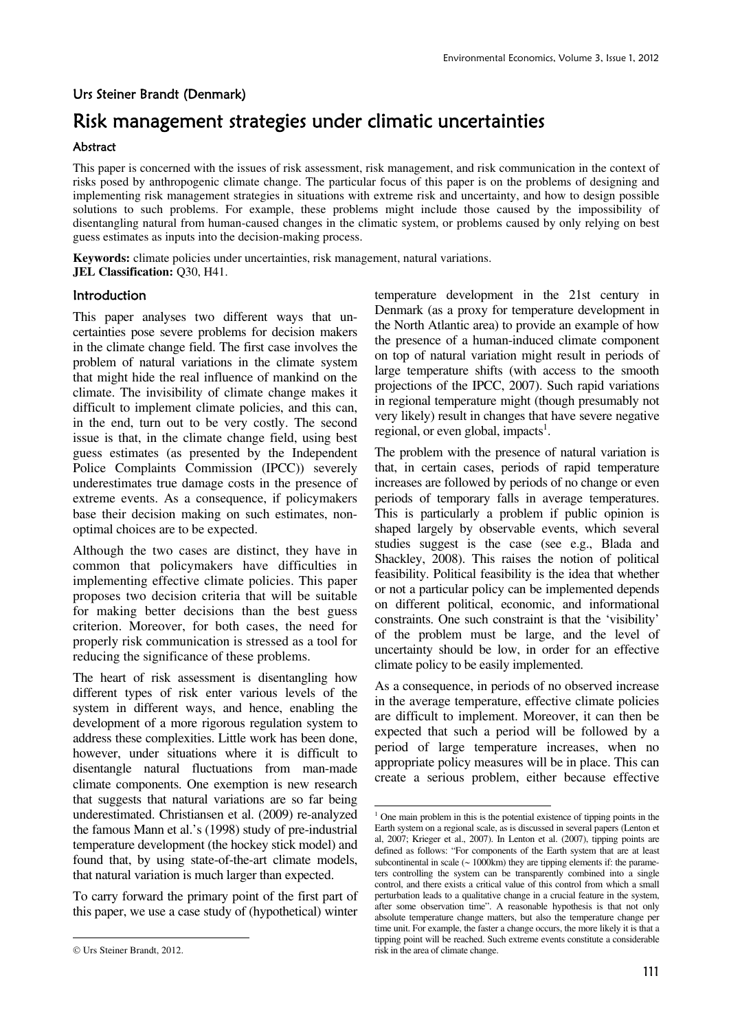## Urs Steiner Brandt (Denmark)

# Risk management strategies under climatic uncertainties

### Abstract

This paper is concerned with the issues of risk assessment, risk management, and risk communication in the context of risks posed by anthropogenic climate change. The particular focus of this paper is on the problems of designing and implementing risk management strategies in situations with extreme risk and uncertainty, and how to design possible solutions to such problems. For example, these problems might include those caused by the impossibility of disentangling natural from human-caused changes in the climatic system, or problems caused by only relying on best guess estimates as inputs into the decision-making process.

**Keywords:** climate policies under uncertainties, risk management, natural variations.
**JEL Classification:** Q30, H41.

### Introduction

This paper analyses two different ways that uncertainties pose severe problems for decision makers in the climate change field. The first case involves the problem of natural variations in the climate system that might hide the real influence of mankind on the climate. The invisibility of climate change makes it difficult to implement climate policies, and this can, in the end, turn out to be very costly. The second issue is that, in the climate change field, using best guess estimates (as presented by the Independent Police Complaints Commission (IPCC)) severely underestimates true damage costs in the presence of extreme events. As a consequence, if policymakers base their decision making on such estimates, non-optimal choices are to be expected.

Although the two cases are distinct, they have in common that policymakers have difficulties in implementing effective climate policies. This paper proposes two decision criteria that will be suitable for making better decisions than the best guess criterion. Moreover, for both cases, the need for properly risk communication is stressed as a tool for reducing the significance of these problems.

The heart of risk assessment is disentangling how different types of risk enter various levels of the system in different ways, and hence, enabling the development of a more rigorous regulation system to address these complexities. Little work has been done, however, under situations where it is difficult to disentangle natural fluctuations from man-made climate components. One exemption is new research that suggests that natural variations are so far being underestimated. Christiansen et al. (2009) re-analyzed the famous Mann et al.'s (1998) study of pre-industrial temperature development (the hockey stick model) and found that, by using state-of-the-art climate models, that natural variation is much larger than expected.

To carry forward the primary point of the first part of this paper, we use a case study of (hypothetical) winter temperature development in the 21st century in Denmark (as a proxy for temperature development in the North Atlantic area) to provide an example of how the presence of a human-induced climate component on top of natural variation might result in periods of large temperature shifts (with access to the smooth projections of the IPCC, 2007). Such rapid variations in regional temperature might (though presumably not very likely) result in changes that have severe negative regional, or even global, impacts[1].

The problem with the presence of natural variation is that, in certain cases, periods of rapid temperature increases are followed by periods of no change or even periods of temporary falls in average temperatures. This is particularly a problem if public opinion is shaped largely by observable events, which several studies suggest is the case (see e.g., Blada and Shackley, 2008). This raises the notion of political feasibility. Political feasibility is the idea that whether or not a particular policy can be implemented depends on different political, economic, and informational constraints. One such constraint is that the 'visibility' of the problem must be large, and the level of uncertainty should be low, in order for an effective climate policy to be easily implemented.

As a consequence, in periods of no observed increase in the average temperature, effective climate policies are difficult to implement. Moreover, it can then be expected that such a period will be followed by a period of large temperature increases, when no appropriate policy measures will be in place. This can create a serious problem, either because effective

---

[1] One main problem in this is the potential existence of tipping points in the Earth system on a regional scale, as is discussed in several papers (Lenton et al, 2007; Krieger et al., 2007). In Lenton et al. (2007), tipping points are defined as follows: "For components of the Earth system that are at least subcontinental in scale (~ 1000km) they are tipping elements if: the parameters controlling the system can be transparently combined into a single control, and there exists a critical value of this control from which a small perturbation leads to a qualitative change in a crucial feature in the system, after some observation time". A reasonable hypothesis is that not only absolute temperature change matters, but also the temperature change per time unit. For example, the faster a change occurs, the more likely it is that a tipping point will be reached. Such extreme events constitute a considerable risk in the area of climate change.

© Urs Steiner Brandt, 2012.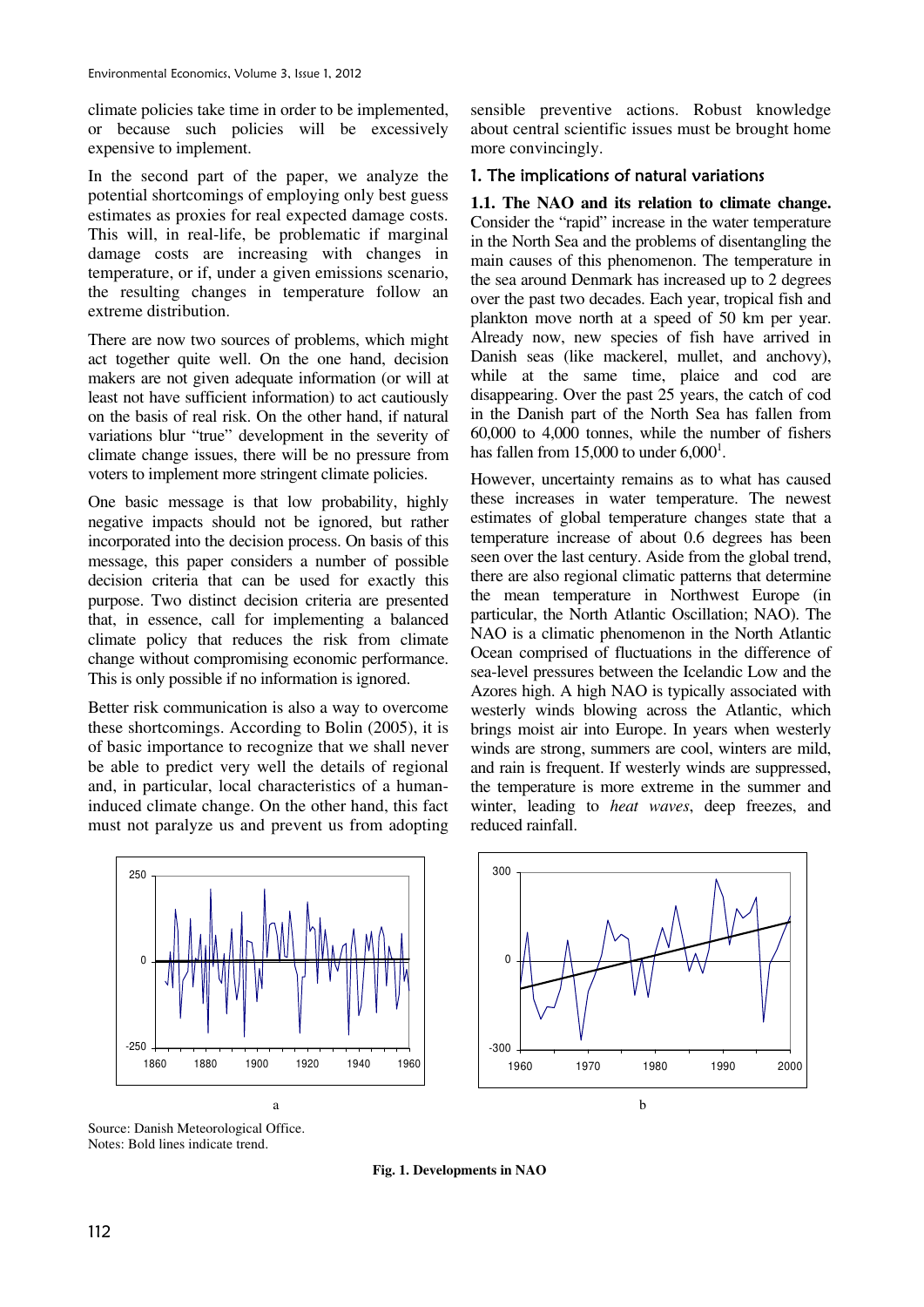climate policies take time in order to be implemented, or because such policies will be excessively expensive to implement.

In the second part of the paper, we analyze the potential shortcomings of employing only best guess estimates as proxies for real expected damage costs. This will, in real-life, be problematic if marginal damage costs are increasing with changes in temperature, or if, under a given emissions scenario, the resulting changes in temperature follow an extreme distribution.

There are now two sources of problems, which might act together quite well. On the one hand, decision makers are not given adequate information (or will at least not have sufficient information) to act cautiously on the basis of real risk. On the other hand, if natural variations blur "true" development in the severity of climate change issues, there will be no pressure from voters to implement more stringent climate policies.

One basic message is that low probability, highly negative impacts should not be ignored, but rather incorporated into the decision process. On basis of this message, this paper considers a number of possible decision criteria that can be used for exactly this purpose. Two distinct decision criteria are presented that, in essence, call for implementing a balanced climate policy that reduces the risk from climate change without compromising economic performance. This is only possible if no information is ignored.

Better risk communication is also a way to overcome these shortcomings. According to Bolin (2005), it is of basic importance to recognize that we shall never be able to predict very well the details of regional and, in particular, local characteristics of a human-induced climate change. On the other hand, this fact must not paralyze us and prevent us from adopting sensible preventive actions. Robust knowledge about central scientific issues must be brought home more convincingly.

## 1. The implications of natural variations

**1.1. The NAO and its relation to climate change.** Consider the "rapid" increase in the water temperature in the North Sea and the problems of disentangling the main causes of this phenomenon. The temperature in the sea around Denmark has increased up to 2 degrees over the past two decades. Each year, tropical fish and plankton move north at a speed of 50 km per year. Already now, new species of fish have arrived in Danish seas (like mackerel, mullet, and anchovy), while at the same time, plaice and cod are disappearing. Over the past 25 years, the catch of cod in the Danish part of the North Sea has fallen from 60,000 to 4,000 tonnes, while the number of fishers has fallen from 15,000 to under 6,000[1].

However, uncertainty remains as to what has caused these increases in water temperature. The newest estimates of global temperature changes state that a temperature increase of about 0.6 degrees has been seen over the last century. Aside from the global trend, there are also regional climatic patterns that determine the mean temperature in Northwest Europe (in particular, the North Atlantic Oscillation; NAO). The NAO is a climatic phenomenon in the North Atlantic Ocean comprised of fluctuations in the difference of sea-level pressures between the Icelandic Low and the Azores high. A high NAO is typically associated with westerly winds blowing across the Atlantic, which brings moist air into Europe. In years when westerly winds are strong, summers are cool, winters are mild, and rain is frequent. If westerly winds are suppressed, the temperature is more extreme in the summer and winter, leading to *heat waves*, deep freezes, and reduced rainfall.

250
0
-250
1860 1880 1900 1920 1940 1960

a

300
0
-300
1960 1970 1980 1990 2000

b

Source: Danish Meteorological Office.
Notes: Bold lines indicate trend.

**Fig. 1. Developments in NAO**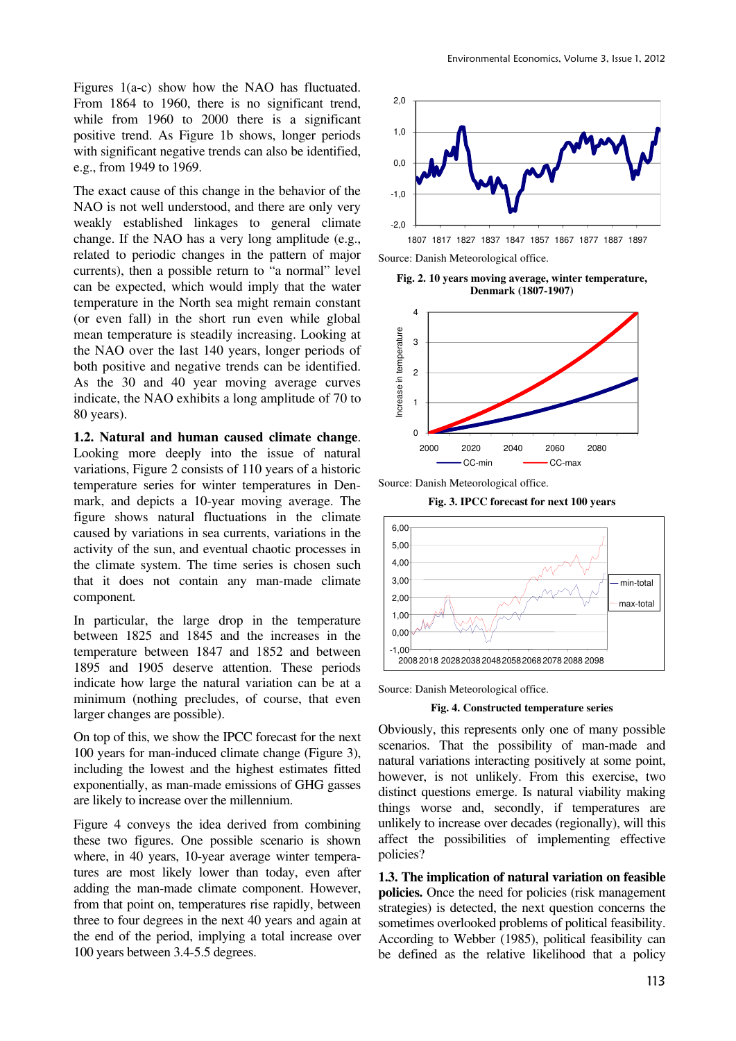Figures 1(a-c) show how the NAO has fluctuated. From 1864 to 1960, there is no significant trend, while from 1960 to 2000 there is a significant positive trend. As Figure 1b shows, longer periods with significant negative trends can also be identified, e.g., from 1949 to 1969.

The exact cause of this change in the behavior of the NAO is not well understood, and there are only very weakly established linkages to general climate change. If the NAO has a very long amplitude (e.g., related to periodic changes in the pattern of major currents), then a possible return to "a normal" level can be expected, which would imply that the water temperature in the North sea might remain constant (or even fall) in the short run even while global mean temperature is steadily increasing. Looking at the NAO over the last 140 years, longer periods of both positive and negative trends can be identified. As the 30 and 40 year moving average curves indicate, the NAO exhibits a long amplitude of 70 to 80 years).

**1.2. Natural and human caused climate change**. Looking more deeply into the issue of natural variations, Figure 2 consists of 110 years of a historic temperature series for winter temperatures in Denmark, and depicts a 10-year moving average. The figure shows natural fluctuations in the climate caused by variations in sea currents, variations in the activity of the sun, and eventual chaotic processes in the climate system. The time series is chosen such that it does not contain any man-made climate component.

In particular, the large drop in the temperature between 1825 and 1845 and the increases in the temperature between 1847 and 1852 and between 1895 and 1905 deserve attention. These periods indicate how large the natural variation can be at a minimum (nothing precludes, of course, that even larger changes are possible).

On top of this, we show the IPCC forecast for the next 100 years for man-induced climate change (Figure 3), including the lowest and the highest estimates fitted exponentially, as man-made emissions of GHG gasses are likely to increase over the millennium.

Figure 4 conveys the idea derived from combining these two figures. One possible scenario is shown where, in 40 years, 10-year average winter temperatures are most likely lower than today, even after adding the man-made climate component. However, from that point on, temperatures rise rapidly, between three to four degrees in the next 40 years and again at the end of the period, implying a total increase over 100 years between 3.4-5.5 degrees.

2,0
1,0
0,0
-1,0
-2,0
1807 1817 1827 1837 1847 1857 1867 1877 1887 1897

Source: Danish Meteorological office.

**Fig. 2. 10 years moving average, winter temperature, Denmark (1807-1907)**

Increase in temperature
4
3
2
1
0
2000 2020 2040 2060 2080
CC-min
CC-max

Source: Danish Meteorological office.

**Fig. 3. IPCC forecast for next 100 years**

6,00
5,00
4,00
3,00
2,00
1,00
0,00
-1,00
2008 2018 2028 2038 2048 2058 2068 2078 2088 2098
min-total
max-total

Source: Danish Meteorological office.

**Fig. 4. Constructed temperature series**

Obviously, this represents only one of many possible scenarios. That the possibility of man-made and natural variations interacting positively at some point, however, is not unlikely. From this exercise, two distinct questions emerge. Is natural viability making things worse and, secondly, if temperatures are unlikely to increase over decades (regionally), will this affect the possibilities of implementing effective policies?

**1.3. The implication of natural variation on feasible policies.** Once the need for policies (risk management strategies) is detected, the next question concerns the sometimes overlooked problems of political feasibility. According to Webber (1985), political feasibility can be defined as the relative likelihood that a policy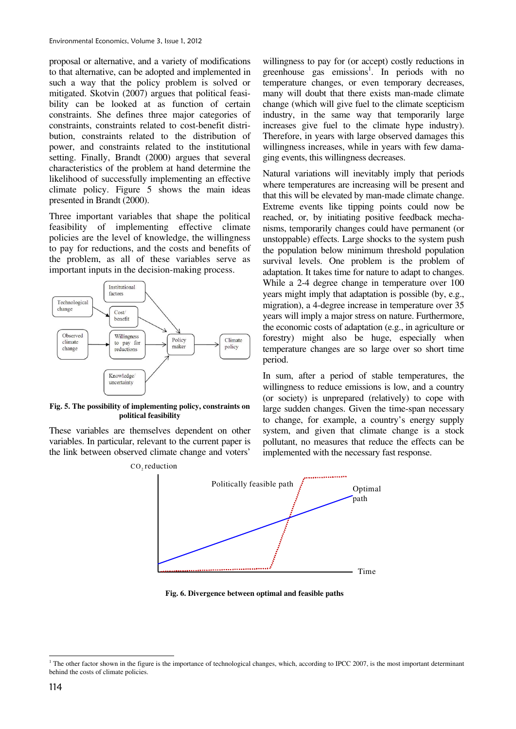proposal or alternative, and a variety of modifications to that alternative, can be adopted and implemented in such a way that the policy problem is solved or mitigated. Skotvin (2007) argues that political feasibility can be looked at as function of certain constraints. She defines three major categories of constraints, constraints related to cost-benefit distribution, constraints related to the distribution of power, and constraints related to the institutional setting. Finally, Brandt (2000) argues that several characteristics of the problem at hand determine the likelihood of successfully implementing an effective climate policy. Figure 5 shows the main ideas presented in Brandt (2000).

Three important variables that shape the political feasibility of implementing effective climate policies are the level of knowledge, the willingness to pay for reductions, and the costs and benefits of the problem, as all of these variables serve as important inputs in the decision-making process.

Institutional factors
Technological change
Cost/ benefit
Observed climate change
Willingness to pay for reductions
Policy maker
Climate policy
Knowledge/ uncertainty

**Fig. 5. The possibility of implementing policy, constraints on political feasibility**

These variables are themselves dependent on other variables. In particular, relevant to the current paper is the link between observed climate change and voters' willingness to pay for (or accept) costly reductions in greenhouse gas emissions[1]. In periods with no temperature changes, or even temporary decreases, many will doubt that there exists man-made climate change (which will give fuel to the climate scepticism industry, in the same way that temporarily large increases give fuel to the climate hype industry). Therefore, in years with large observed damages this willingness increases, while in years with few damaging events, this willingness decreases.

Natural variations will inevitably imply that periods where temperatures are increasing will be present and that this will be elevated by man-made climate change. Extreme events like tipping points could now be reached, or, by initiating positive feedback mechanisms, temporarily changes could have permanent (or unstoppable) effects. Large shocks to the system push the population below minimum threshold population survival levels. One problem is the problem of adaptation. It takes time for nature to adapt to changes. While a 2-4 degree change in temperature over 100 years might imply that adaptation is possible (by, e.g., migration), a 4-degree increase in temperature over 35 years will imply a major stress on nature. Furthermore, the economic costs of adaptation (e.g., in agriculture or forestry) might also be huge, especially when temperature changes are so large over so short time period.

In sum, after a period of stable temperatures, the willingness to reduce emissions is low, and a country (or society) is unprepared (relatively) to cope with large sudden changes. Given the time-span necessary to change, for example, a country's energy supply system, and given that climate change is a stock pollutant, no measures that reduce the effects can be implemented with the necessary fast response.

$CO_2$ reduction
Politically feasible path
Optimal path
Time

**Fig. 6. Divergence between optimal and feasible paths**

[1] The other factor shown in the figure is the importance of technological changes, which, according to IPCC 2007, is the most important determinant behind the costs of climate policies.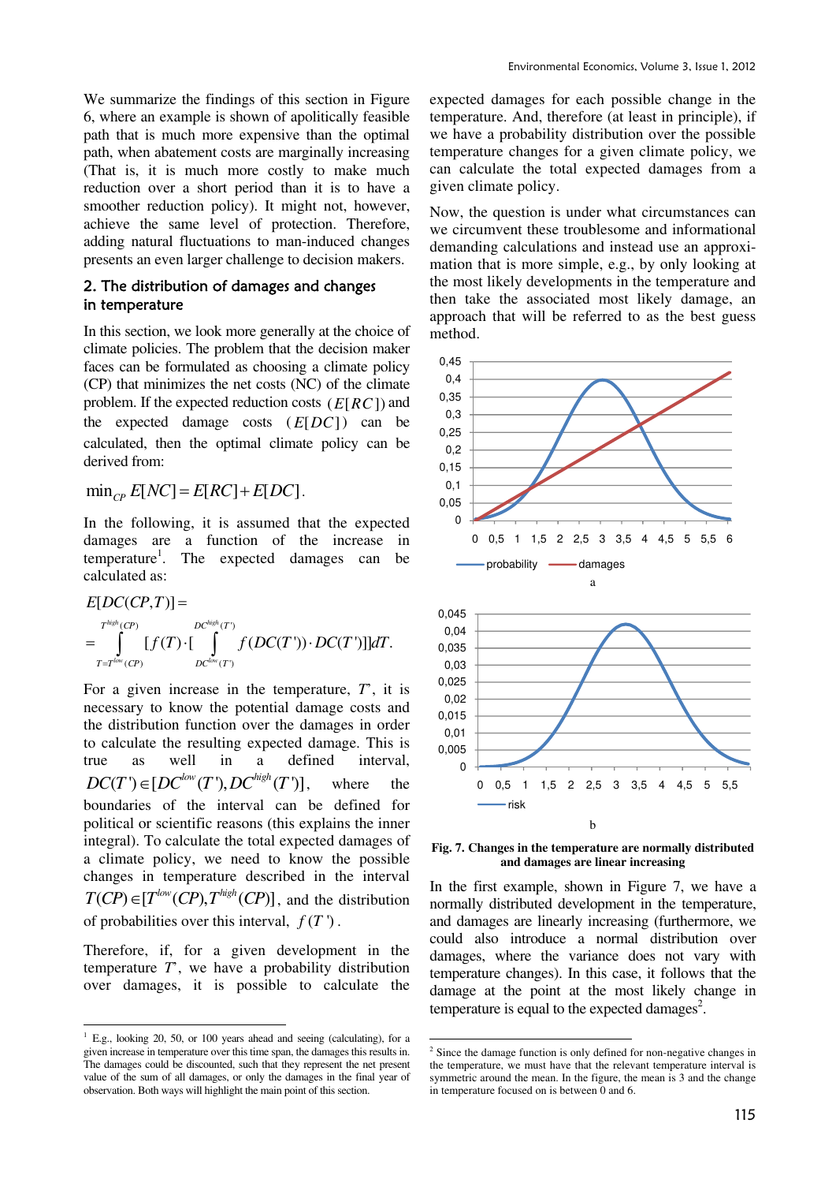We summarize the findings of this section in Figure 6, where an example is shown of apolitically feasible path that is much more expensive than the optimal path, when abatement costs are marginally increasing (That is, it is much more costly to make much reduction over a short period than it is to have a smoother reduction policy). It might not, however, achieve the same level of protection. Therefore, adding natural fluctuations to man-induced changes presents an even larger challenge to decision makers.

## 2. The distribution of damages and changes in temperature

In this section, we look more generally at the choice of climate policies. The problem that the decision maker faces can be formulated as choosing a climate policy (CP) that minimizes the net costs (NC) of the climate problem. If the expected reduction costs ($E[RC]$) and the expected damage costs ($E[DC]$) can be calculated, then the optimal climate policy can be derived from:

$$\min_{CP} E[NC] = E[RC] + E[DC].$$

In the following, it is assumed that the expected damages are a function of the increase in temperature[1]. The expected damages can be calculated as:

$$E[DC(CP,T)] = \int_{T=T^{low}(CP)}^{T^{high}(CP)} [f(T) \cdot [\int_{DC^{low}(T')}^{DC^{high}(T')} f(DC(T')) \cdot DC(T')]] dT.$$

For a given increase in the temperature, $T'$, it is necessary to know the potential damage costs and the distribution function over the damages in order to calculate the resulting expected damage. This is true as well in a defined interval, $DC(T') \in [DC^{low}(T'), DC^{high}(T')]$, where the boundaries of the interval can be defined for political or scientific reasons (this explains the inner integral). To calculate the total expected damages of a climate policy, we need to know the possible changes in temperature described in the interval $T(CP) \in [T^{low}(CP), T^{high}(CP)]$, and the distribution of probabilities over this interval, $f(T')$.

Therefore, if, for a given development in the temperature $T'$, we have a probability distribution over damages, it is possible to calculate the expected damages for each possible change in the temperature. And, therefore (at least in principle), if we have a probability distribution over the possible temperature changes for a given climate policy, we can calculate the total expected damages from a given climate policy.

Now, the question is under what circumstances can we circumvent these troublesome and informational demanding calculations and instead use an approximation that is more simple, e.g., by only looking at the most likely developments in the temperature and then take the associated most likely damage, an approach that will be referred to as the best guess method.

0,45
0,4
0,35
0,3
0,25
0,2
0,15
0,1
0,05
0
0 0,5 1 1,5 2 2,5 3 3,5 4 4,5 5 5,5 6
probability damages
a

0,045
0,04
0,035
0,03
0,025
0,02
0,015
0,01
0,005
0
0 0,5 1 1,5 2 2,5 3 3,5 4 4,5 5 5,5
risk
b

**Fig. 7. Changes in the temperature are normally distributed and damages are linear increasing**

In the first example, shown in Figure 7, we have a normally distributed development in the temperature, and damages are linearly increasing (furthermore, we could also introduce a normal distribution over damages, where the variance does not vary with temperature changes). In this case, it follows that the damage at the point at the most likely change in temperature is equal to the expected damages[2].

---

[1] E.g., looking 20, 50, or 100 years ahead and seeing (calculating), for a given increase in temperature over this time span, the damages this results in. The damages could be discounted, such that they represent the net present value of the sum of all damages, or only the damages in the final year of observation. Both ways will highlight the main point of this section.

[2] Since the damage function is only defined for non-negative changes in the temperature, we must have that the relevant temperature interval is symmetric around the mean. In the figure, the mean is 3 and the change in temperature focused on is between 0 and 6.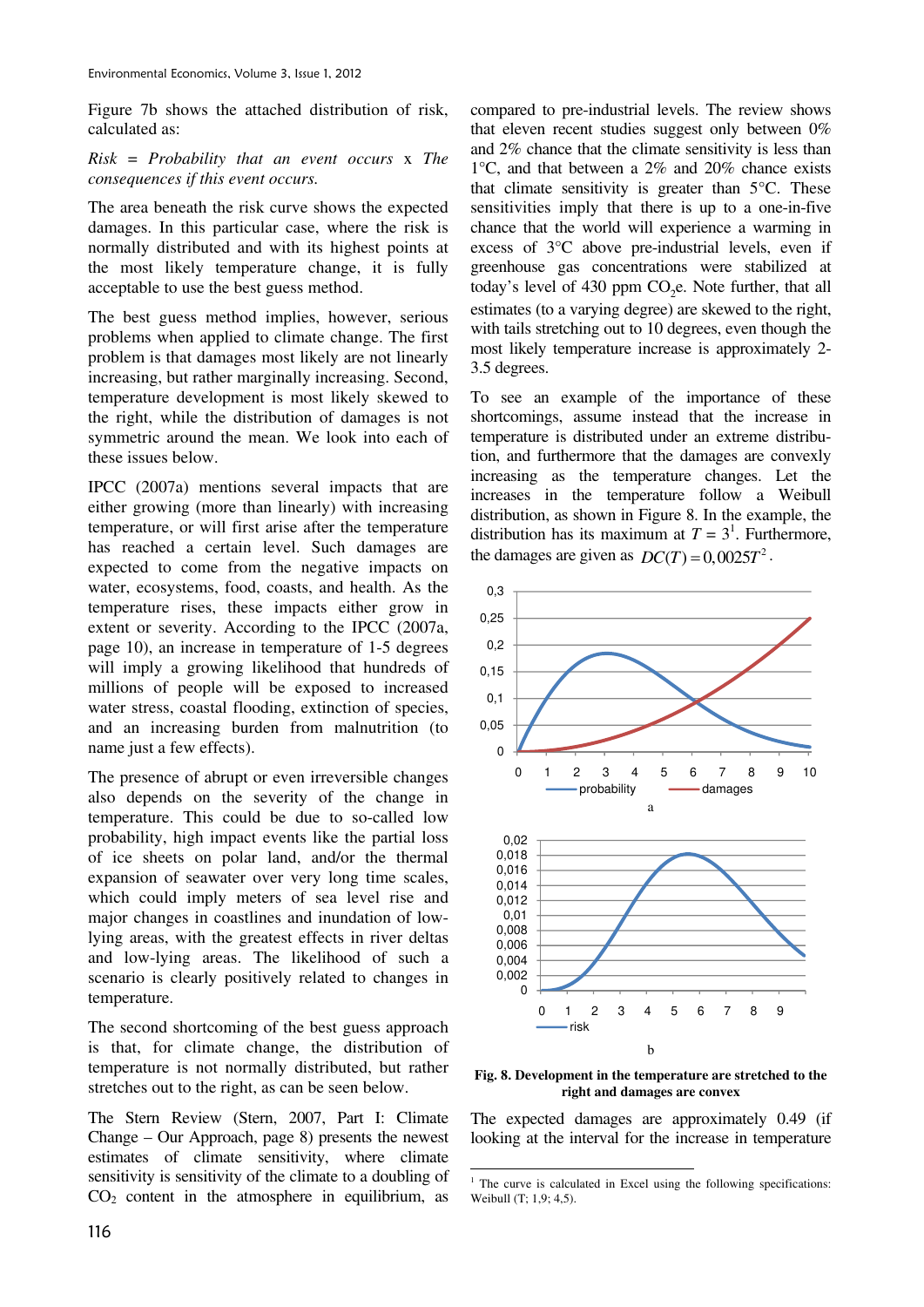Figure 7b shows the attached distribution of risk, calculated as:

*Risk = Probability that an event occurs* x *The consequences if this event occurs.*

The area beneath the risk curve shows the expected damages. In this particular case, where the risk is normally distributed and with its highest points at the most likely temperature change, it is fully acceptable to use the best guess method.

The best guess method implies, however, serious problems when applied to climate change. The first problem is that damages most likely are not linearly increasing, but rather marginally increasing. Second, temperature development is most likely skewed to the right, while the distribution of damages is not symmetric around the mean. We look into each of these issues below.

IPCC (2007a) mentions several impacts that are either growing (more than linearly) with increasing temperature, or will first arise after the temperature has reached a certain level. Such damages are expected to come from the negative impacts on water, ecosystems, food, coasts, and health. As the temperature rises, these impacts either grow in extent or severity. According to the IPCC (2007a, page 10), an increase in temperature of 1-5 degrees will imply a growing likelihood that hundreds of millions of people will be exposed to increased water stress, coastal flooding, extinction of species, and an increasing burden from malnutrition (to name just a few effects).

The presence of abrupt or even irreversible changes also depends on the severity of the change in temperature. This could be due to so-called low probability, high impact events like the partial loss of ice sheets on polar land, and/or the thermal expansion of seawater over very long time scales, which could imply meters of sea level rise and major changes in coastlines and inundation of low-lying areas, with the greatest effects in river deltas and low-lying areas. The likelihood of such a scenario is clearly positively related to changes in temperature.

The second shortcoming of the best guess approach is that, for climate change, the distribution of temperature is not normally distributed, but rather stretches out to the right, as can be seen below.

The Stern Review (Stern, 2007, Part I: Climate Change – Our Approach, page 8) presents the newest estimates of climate sensitivity, where climate sensitivity is sensitivity of the climate to a doubling of $CO_2$ content in the atmosphere in equilibrium, as compared to pre-industrial levels. The review shows that eleven recent studies suggest only between 0% and 2% chance that the climate sensitivity is less than 1°C, and that between a 2% and 20% chance exists that climate sensitivity is greater than 5°C. These sensitivities imply that there is up to a one-in-five chance that the world will experience a warming in excess of 3°C above pre-industrial levels, even if greenhouse gas concentrations were stabilized at today's level of 430 ppm $CO_2$e. Note further, that all estimates (to a varying degree) are skewed to the right, with tails stretching out to 10 degrees, even though the most likely temperature increase is approximately 2-3.5 degrees.

To see an example of the importance of these shortcomings, assume instead that the increase in temperature is distributed under an extreme distribution, and furthermore that the damages are convexly increasing as the temperature changes. Let the increases in the temperature follow a Weibull distribution, as shown in Figure 8. In the example, the distribution has its maximum at $T = 3$[1]. Furthermore, the damages are given as $DC(T) = 0{,}0025T^2$.

0,3
0,25
0,2
0,15
0,1
0,05
0
0 1 2 3 4 5 6 7 8 9 10
probability damages
a

0,02
0,018
0,016
0,014
0,012
0,01
0,008
0,006
0,004
0,002
0
0 1 2 3 4 5 6 7 8 9
risk
b

**Fig. 8. Development in the temperature are stretched to the right and damages are convex**

The expected damages are approximately 0.49 (if looking at the interval for the increase in temperature

[1] The curve is calculated in Excel using the following specifications: Weibull (T; 1,9; 4,5).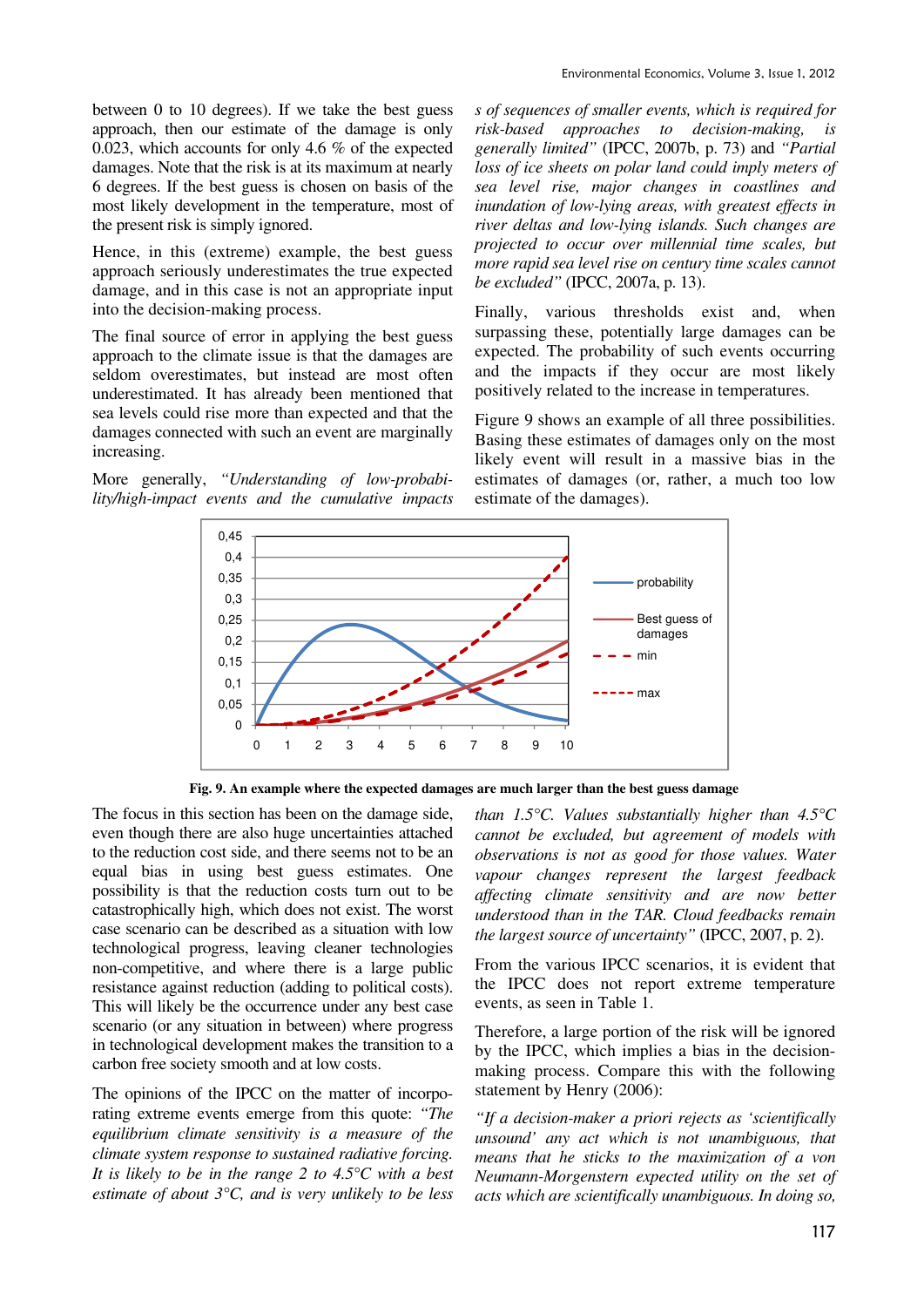between 0 to 10 degrees). If we take the best guess approach, then our estimate of the damage is only 0.023, which accounts for only 4.6 % of the expected damages. Note that the risk is at its maximum at nearly 6 degrees. If the best guess is chosen on basis of the most likely development in the temperature, most of the present risk is simply ignored.

Hence, in this (extreme) example, the best guess approach seriously underestimates the true expected damage, and in this case is not an appropriate input into the decision-making process.

The final source of error in applying the best guess approach to the climate issue is that the damages are seldom overestimates, but instead are most often underestimated. It has already been mentioned that sea levels could rise more than expected and that the damages connected with such an event are marginally increasing.

More generally, *"Understanding of low-probability/high-impact events and the cumulative impacts of sequences of smaller events, which is required for risk-based approaches to decision-making, is generally limited"* (IPCC, 2007b, p. 73) and *"Partial loss of ice sheets on polar land could imply meters of sea level rise, major changes in coastlines and inundation of low-lying areas, with greatest effects in river deltas and low-lying islands. Such changes are projected to occur over millennial time scales, but more rapid sea level rise on century time scales cannot be excluded"* (IPCC, 2007a, p. 13).

Finally, various thresholds exist and, when surpassing these, potentially large damages can be expected. The probability of such events occurring and the impacts if they occur are most likely positively related to the increase in temperatures.

Figure 9 shows an example of all three possibilities. Basing these estimates of damages only on the most likely event will result in a massive bias in the estimates of damages (or, rather, a much too low estimate of the damages).

**Fig. 9. An example where the expected damages are much larger than the best guess damage**

The focus in this section has been on the damage side, even though there are also huge uncertainties attached to the reduction cost side, and there seems not to be an equal bias in using best guess estimates. One possibility is that the reduction costs turn out to be catastrophically high, which does not exist. The worst case scenario can be described as a situation with low technological progress, leaving cleaner technologies non-competitive, and where there is a large public resistance against reduction (adding to political costs). This will likely be the occurrence under any best case scenario (or any situation in between) where progress in technological development makes the transition to a carbon free society smooth and at low costs.

The opinions of the IPCC on the matter of incorporating extreme events emerge from this quote: *"The equilibrium climate sensitivity is a measure of the climate system response to sustained radiative forcing. It is likely to be in the range 2 to 4.5°C with a best estimate of about 3°C, and is very unlikely to be less than 1.5°C. Values substantially higher than 4.5°C cannot be excluded, but agreement of models with observations is not as good for those values. Water vapour changes represent the largest feedback affecting climate sensitivity and are now better understood than in the TAR. Cloud feedbacks remain the largest source of uncertainty"* (IPCC, 2007, p. 2).

From the various IPCC scenarios, it is evident that the IPCC does not report extreme temperature events, as seen in Table 1.

Therefore, a large portion of the risk will be ignored by the IPCC, which implies a bias in the decision-making process. Compare this with the following statement by Henry (2006):

*"If a decision-maker a priori rejects as 'scientifically unsound' any act which is not unambiguous, that means that he sticks to the maximization of a von Neumann-Morgenstern expected utility on the set of acts which are scientifically unambiguous. In doing so,*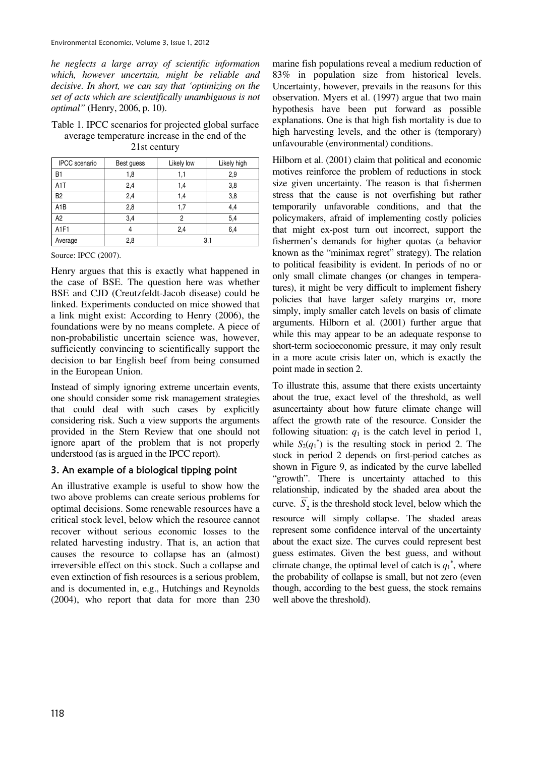*he neglects a large array of scientific information which, however uncertain, might be reliable and decisive. In short, we can say that 'optimizing on the set of acts which are scientifically unambiguous is not optimal"* (Henry, 2006, p. 10).

Table 1. IPCC scenarios for projected global surface average temperature increase in the end of the 21st century

| IPCC scenario | Best guess | Likely low | Likely high |
|---|---|---|---|
| B1 | 1,8 | 1,1 | 2,9 |
| A1T | 2,4 | 1,4 | 3,8 |
| B2 | 2,4 | 1,4 | 3,8 |
| A1B | 2,8 | 1,7 | 4,4 |
| A2 | 3,4 | 2 | 5,4 |
| A1F1 | 4 | 2,4 | 6,4 |
| Average | 2,8 | 3,1 | |

Source: IPCC (2007).

Henry argues that this is exactly what happened in the case of BSE. The question here was whether BSE and CJD (Creutzfeldt-Jacob disease) could be linked. Experiments conducted on mice showed that a link might exist: According to Henry (2006), the foundations were by no means complete. A piece of non-probabilistic uncertain science was, however, sufficiently convincing to scientifically support the decision to bar English beef from being consumed in the European Union.

Instead of simply ignoring extreme uncertain events, one should consider some risk management strategies that could deal with such cases by explicitly considering risk. Such a view supports the arguments provided in the Stern Review that one should not ignore apart of the problem that is not properly understood (as is argued in the IPCC report).

## 3. An example of a biological tipping point

An illustrative example is useful to show how the two above problems can create serious problems for optimal decisions. Some renewable resources have a critical stock level, below which the resource cannot recover without serious economic losses to the related harvesting industry. That is, an action that causes the resource to collapse has an (almost) irreversible effect on this stock. Such a collapse and even extinction of fish resources is a serious problem, and is documented in, e.g., Hutchings and Reynolds (2004), who report that data for more than 230 marine fish populations reveal a medium reduction of 83% in population size from historical levels. Uncertainty, however, prevails in the reasons for this observation. Myers et al. (1997) argue that two main hypothesis have been put forward as possible explanations. One is that high fish mortality is due to high harvesting levels, and the other is (temporary) unfavourable (environmental) conditions.

Hilborn et al. (2001) claim that political and economic motives reinforce the problem of reductions in stock size given uncertainty. The reason is that fishermen stress that the cause is not overfishing but rather temporarily unfavorable conditions, and that the policymakers, afraid of implementing costly policies that might ex-post turn out incorrect, support the fishermen's demands for higher quotas (a behavior known as the "minimax regret" strategy). The relation to political feasibility is evident. In periods of no or only small climate changes (or changes in temperatures), it might be very difficult to implement fishery policies that have larger safety margins or, more simply, imply smaller catch levels on basis of climate arguments. Hilborn et al. (2001) further argue that while this may appear to be an adequate response to short-term socioeconomic pressure, it may only result in a more acute crisis later on, which is exactly the point made in section 2.

To illustrate this, assume that there exists uncertainty about the true, exact level of the threshold, as well asuncertainty about how future climate change will affect the growth rate of the resource. Consider the following situation: $q_1$ is the catch level in period 1, while $S_2(q_1^*)$ is the resulting stock in period 2. The stock in period 2 depends on first-period catches as shown in Figure 9, as indicated by the curve labelled "growth". There is uncertainty attached to this relationship, indicated by the shaded area about the curve. $\overline{S}_2$ is the threshold stock level, below which the resource will simply collapse. The shaded areas represent some confidence interval of the uncertainty about the exact size. The curves could represent best guess estimates. Given the best guess, and without climate change, the optimal level of catch is $q_1^*$, where the probability of collapse is small, but not zero (even though, according to the best guess, the stock remains well above the threshold).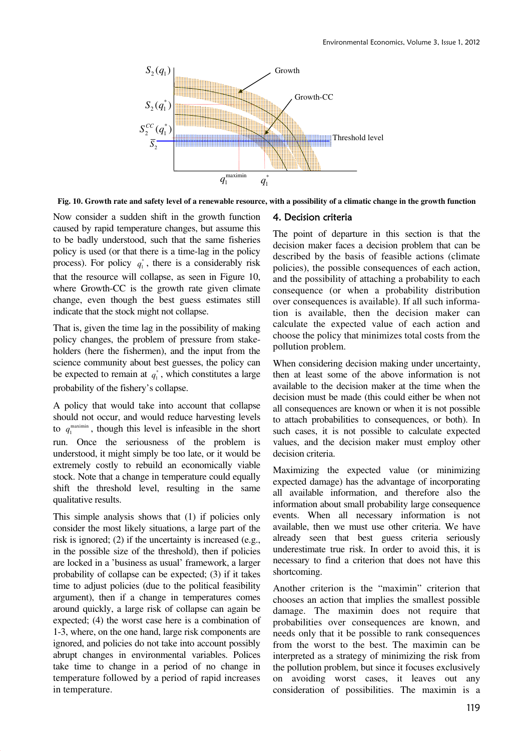$S_2(q_1)$

Growth

Growth-CC

$S_2(q_1^*)$

$S_2^{CC}(q_1^*)$

Threshold level

$\bar{S}_2$

$q_1^{\text{maximin}}$

$q_1^*$

**Fig. 10. Growth rate and safety level of a renewable resource, with a possibility of a climatic change in the growth function**

Now consider a sudden shift in the growth function caused by rapid temperature changes, but assume this to be badly understood, such that the same fisheries policy is used (or that there is a time-lag in the policy process). For policy $q_1^*$, there is a considerably risk that the resource will collapse, as seen in Figure 10, where Growth-CC is the growth rate given climate change, even though the best guess estimates still indicate that the stock might not collapse.

That is, given the time lag in the possibility of making policy changes, the problem of pressure from stakeholders (here the fishermen), and the input from the science community about best guesses, the policy can be expected to remain at $q_1^*$, which constitutes a large probability of the fishery's collapse.

A policy that would take into account that collapse should not occur, and would reduce harvesting levels to $q_1^{\text{maximin}}$, though this level is infeasible in the short run. Once the seriousness of the problem is understood, it might simply be too late, or it would be extremely costly to rebuild an economically viable stock. Note that a change in temperature could equally shift the threshold level, resulting in the same qualitative results.

This simple analysis shows that (1) if policies only consider the most likely situations, a large part of the risk is ignored; (2) if the uncertainty is increased (e.g., in the possible size of the threshold), then if policies are locked in a 'business as usual' framework, a larger probability of collapse can be expected; (3) if it takes time to adjust policies (due to the political feasibility argument), then if a change in temperatures comes around quickly, a large risk of collapse can again be expected; (4) the worst case here is a combination of 1-3, where, on the one hand, large risk components are ignored, and policies do not take into account possibly abrupt changes in environmental variables. Polices take time to change in a period of no change in temperature followed by a period of rapid increases in temperature.

## 4. Decision criteria

The point of departure in this section is that the decision maker faces a decision problem that can be described by the basis of feasible actions (climate policies), the possible consequences of each action, and the possibility of attaching a probability to each consequence (or when a probability distribution over consequences is available). If all such information is available, then the decision maker can calculate the expected value of each action and choose the policy that minimizes total costs from the pollution problem.

When considering decision making under uncertainty, then at least some of the above information is not available to the decision maker at the time when the decision must be made (this could either be when not all consequences are known or when it is not possible to attach probabilities to consequences, or both). In such cases, it is not possible to calculate expected values, and the decision maker must employ other decision criteria.

Maximizing the expected value (or minimizing expected damage) has the advantage of incorporating all available information, and therefore also the information about small probability large consequence events. When all necessary information is not available, then we must use other criteria. We have already seen that best guess criteria seriously underestimate true risk. In order to avoid this, it is necessary to find a criterion that does not have this shortcoming.

Another criterion is the "maximin" criterion that chooses an action that implies the smallest possible damage. The maximin does not require that probabilities over consequences are known, and needs only that it be possible to rank consequences from the worst to the best. The maximin can be interpreted as a strategy of minimizing the risk from the pollution problem, but since it focuses exclusively on avoiding worst cases, it leaves out any consideration of possibilities. The maximin is a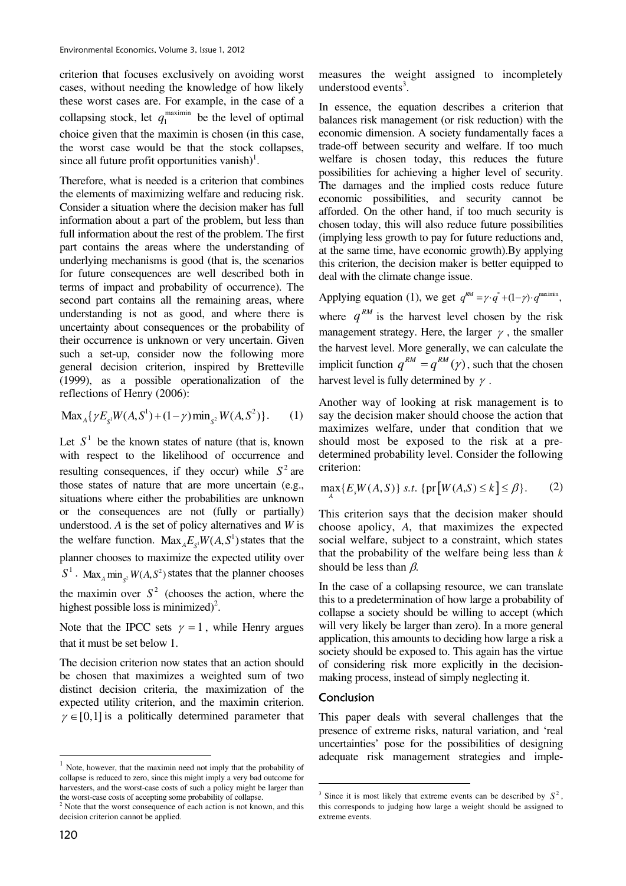criterion that focuses exclusively on avoiding worst cases, without needing the knowledge of how likely these worst cases are. For example, in the case of a collapsing stock, let $q_1^{\text{maximin}}$ be the level of optimal choice given that the maximin is chosen (in this case, the worst case would be that the stock collapses, since all future profit opportunities vanish)[1].

Therefore, what is needed is a criterion that combines the elements of maximizing welfare and reducing risk. Consider a situation where the decision maker has full information about a part of the problem, but less than full information about the rest of the problem. The first part contains the areas where the understanding of underlying mechanisms is good (that is, the scenarios for future consequences are well described both in terms of impact and probability of occurrence). The second part contains all the remaining areas, where understanding is not as good, and where there is uncertainty about consequences or the probability of their occurrence is unknown or very uncertain. Given such a set-up, consider now the following more general decision criterion, inspired by Bretteville (1999), as a possible operationalization of the reflections of Henry (2006):

$$\text{Max}_A\{\gamma E_{S^1} W(A, S^1) + (1-\gamma)\min_{S^2} W(A, S^2)\}. \qquad (1)$$

Let $S^1$ be the known states of nature (that is, known with respect to the likelihood of occurrence and resulting consequences, if they occur) while $S^2$ are those states of nature that are more uncertain (e.g., situations where either the probabilities are unknown or the consequences are not (fully or partially) understood. *A* is the set of policy alternatives and *W* is the welfare function. $\text{Max}_A E_{S^1} W(A, S^1)$ states that the planner chooses to maximize the expected utility over $S^1$. $\text{Max}_A \min_{S^2} W(A, S^2)$ states that the planner chooses the maximin over $S^2$ (chooses the action, where the highest possible loss is minimized)[2].

Note that the IPCC sets $\gamma = 1$, while Henry argues that it must be set below 1.

The decision criterion now states that an action should be chosen that maximizes a weighted sum of two distinct decision criteria, the maximization of the expected utility criterion, and the maximin criterion. $\gamma \in [0,1]$ is a politically determined parameter that measures the weight assigned to incompletely understood events[3].

In essence, the equation describes a criterion that balances risk management (or risk reduction) with the economic dimension. A society fundamentally faces a trade-off between security and welfare. If too much welfare is chosen today, this reduces the future possibilities for achieving a higher level of security. The damages and the implied costs reduce future economic possibilities, and security cannot be afforded. On the other hand, if too much security is chosen today, this will also reduce future possibilities (implying less growth to pay for future reductions and, at the same time, have economic growth).By applying this criterion, the decision maker is better equipped to deal with the climate change issue.

Applying equation (1), we get $q^{RM} = \gamma \cdot q^* + (1-\gamma) \cdot q^{\text{maximin}}$, where $q^{RM}$ is the harvest level chosen by the risk management strategy. Here, the larger $\gamma$, the smaller the harvest level. More generally, we can calculate the implicit function $q^{RM} = q^{RM}(\gamma)$, such that the chosen harvest level is fully determined by $\gamma$.

Another way of looking at risk management is to say the decision maker should choose the action that maximizes welfare, under that condition that we should most be exposed to the risk at a pre-determined probability level. Consider the following criterion:

$$\max_A\{E_s W(A, S)\} \; s.t. \; \{\text{pr}\left[W(A,S) \le k\right] \le \beta\}. \qquad (2)$$

This criterion says that the decision maker should choose apolicy, *A*, that maximizes the expected social welfare, subject to a constraint, which states that the probability of the welfare being less than *k* should be less than $\beta$.

In the case of a collapsing resource, we can translate this to a predetermination of how large a probability of collapse a society should be willing to accept (which will very likely be larger than zero). In a more general application, this amounts to deciding how large a risk a society should be exposed to. This again has the virtue of considering risk more explicitly in the decision-making process, instead of simply neglecting it.

## Conclusion

This paper deals with several challenges that the presence of extreme risks, natural variation, and 'real uncertainties' pose for the possibilities of designing adequate risk management strategies and imple-

---

[1] Note, however, that the maximin need not imply that the probability of collapse is reduced to zero, since this might imply a very bad outcome for harvesters, and the worst-case costs of such a policy might be larger than the worst-case costs of accepting some probability of collapse.

[2] Note that the worst consequence of each action is not known, and this decision criterion cannot be applied.

[3] Since it is most likely that extreme events can be described by $S^2$, this corresponds to judging how large a weight should be assigned to extreme events.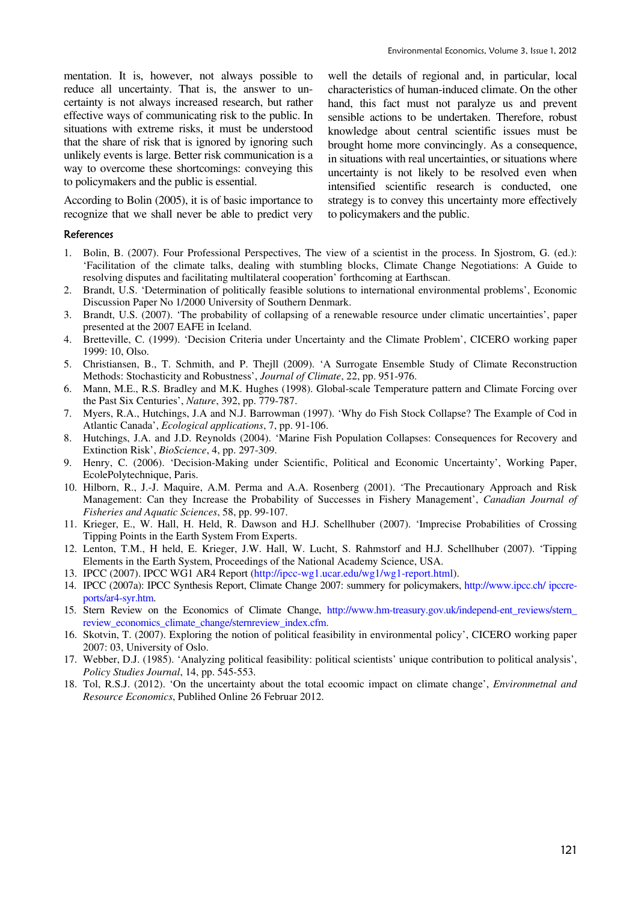mentation. It is, however, not always possible to reduce all uncertainty. That is, the answer to uncertainty is not always increased research, but rather effective ways of communicating risk to the public. In situations with extreme risks, it must be understood that the share of risk that is ignored by ignoring such unlikely events is large. Better risk communication is a way to overcome these shortcomings: conveying this to policymakers and the public is essential.

According to Bolin (2005), it is of basic importance to recognize that we shall never be able to predict very well the details of regional and, in particular, local characteristics of human-induced climate. On the other hand, this fact must not paralyze us and prevent sensible actions to be undertaken. Therefore, robust knowledge about central scientific issues must be brought home more convincingly. As a consequence, in situations with real uncertainties, or situations where uncertainty is not likely to be resolved even when intensified scientific research is conducted, one strategy is to convey this uncertainty more effectively to policymakers and the public.

## References

1. Bolin, B. (2007). Four Professional Perspectives, The view of a scientist in the process. In Sjostrom, G. (ed.): 'Facilitation of the climate talks, dealing with stumbling blocks, Climate Change Negotiations: A Guide to resolving disputes and facilitating multilateral cooperation' forthcoming at Earthscan.
2. Brandt, U.S. 'Determination of politically feasible solutions to international environmental problems', Economic Discussion Paper No 1/2000 University of Southern Denmark.
3. Brandt, U.S. (2007). 'The probability of collapsing of a renewable resource under climatic uncertainties', paper presented at the 2007 EAFE in Iceland.
4. Bretteville, C. (1999). 'Decision Criteria under Uncertainty and the Climate Problem', CICERO working paper 1999: 10, Olso.
5. Christiansen, B., T. Schmith, and P. Thejll (2009). 'A Surrogate Ensemble Study of Climate Reconstruction Methods: Stochasticity and Robustness', *Journal of Climate*, 22, pp. 951-976.
6. Mann, M.E., R.S. Bradley and M.K. Hughes (1998). Global-scale Temperature pattern and Climate Forcing over the Past Six Centuries', *Nature*, 392, pp. 779-787.
7. Myers, R.A., Hutchings, J.A and N.J. Barrowman (1997). 'Why do Fish Stock Collapse? The Example of Cod in Atlantic Canada', *Ecological applications*, 7, pp. 91-106.
8. Hutchings, J.A. and J.D. Reynolds (2004). 'Marine Fish Population Collapses: Consequences for Recovery and Extinction Risk', *BioScience*, 4, pp. 297-309.
9. Henry, C. (2006). 'Decision-Making under Scientific, Political and Economic Uncertainty', Working Paper, EcolePolytechnique, Paris.
10. Hilborn, R., J.-J. Maquire, A.M. Perma and A.A. Rosenberg (2001). 'The Precautionary Approach and Risk Management: Can they Increase the Probability of Successes in Fishery Management', *Canadian Journal of Fisheries and Aquatic Sciences*, 58, pp. 99-107.
11. Krieger, E., W. Hall, H. Held, R. Dawson and H.J. Schellhuber (2007). 'Imprecise Probabilities of Crossing Tipping Points in the Earth System From Experts.
12. Lenton, T.M., H held, E. Krieger, J.W. Hall, W. Lucht, S. Rahmstorf and H.J. Schellhuber (2007). 'Tipping Elements in the Earth System, Proceedings of the National Academy Science, USA.
13. IPCC (2007). IPCC WG1 AR4 Report (http://ipcc-wg1.ucar.edu/wg1/wg1-report.html).
14. IPCC (2007a): IPCC Synthesis Report, Climate Change 2007: summery for policymakers, http://www.ipcc.ch/ ipccreports/ar4-syr.htm.
15. Stern Review on the Economics of Climate Change, http://www.hm-treasury.gov.uk/independ-ent_reviews/stern_review_economics_climate_change/sternreview_index.cfm.
16. Skotvin, T. (2007). Exploring the notion of political feasibility in environmental policy', CICERO working paper 2007: 03, University of Oslo.
17. Webber, D.J. (1985). 'Analyzing political feasibility: political scientists' unique contribution to political analysis', *Policy Studies Journal*, 14, pp. 545-553.
18. Tol, R.S.J. (2012). 'On the uncertainty about the total ecoomic impact on climate change', *Environmetnal and Resource Economics*, Publihed Online 26 Februar 2012.